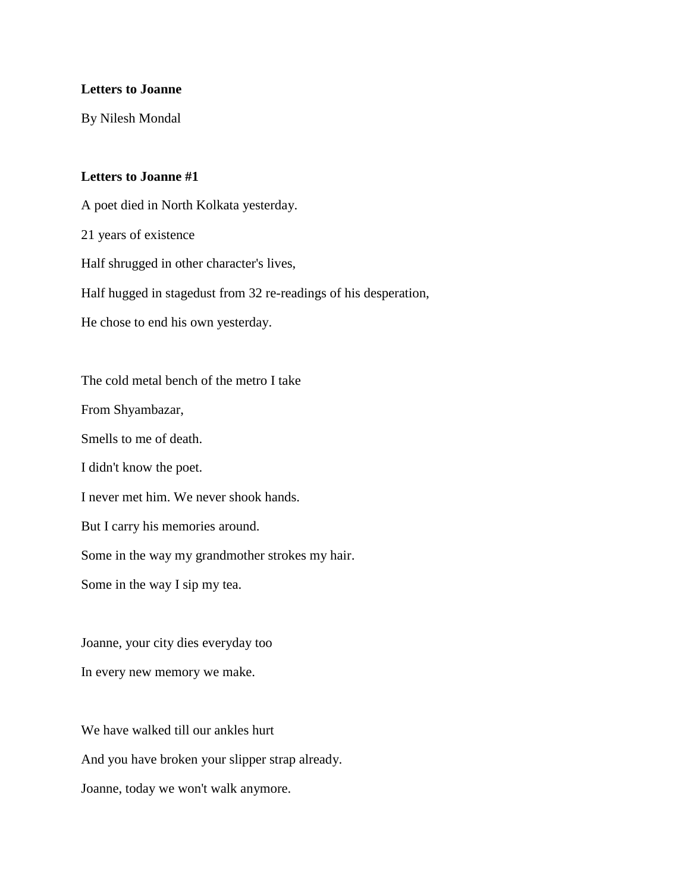**Letters to Joanne**

By Nilesh Mondal

**Letters to Joanne #1**

A poet died in North Kolkata yesterday.

21 years of existence

Half shrugged in other character's lives,

Half hugged in stagedust from 32 re-readings of his desperation,

He chose to end his own yesterday.

The cold metal bench of the metro I take

From Shyambazar,

Smells to me of death.

I didn't know the poet.

I never met him. We never shook hands.

But I carry his memories around.

Some in the way my grandmother strokes my hair.

Some in the way I sip my tea.

Joanne, your city dies everyday too

In every new memory we make.

We have walked till our ankles hurt

And you have broken your slipper strap already.

Joanne, today we won't walk anymore.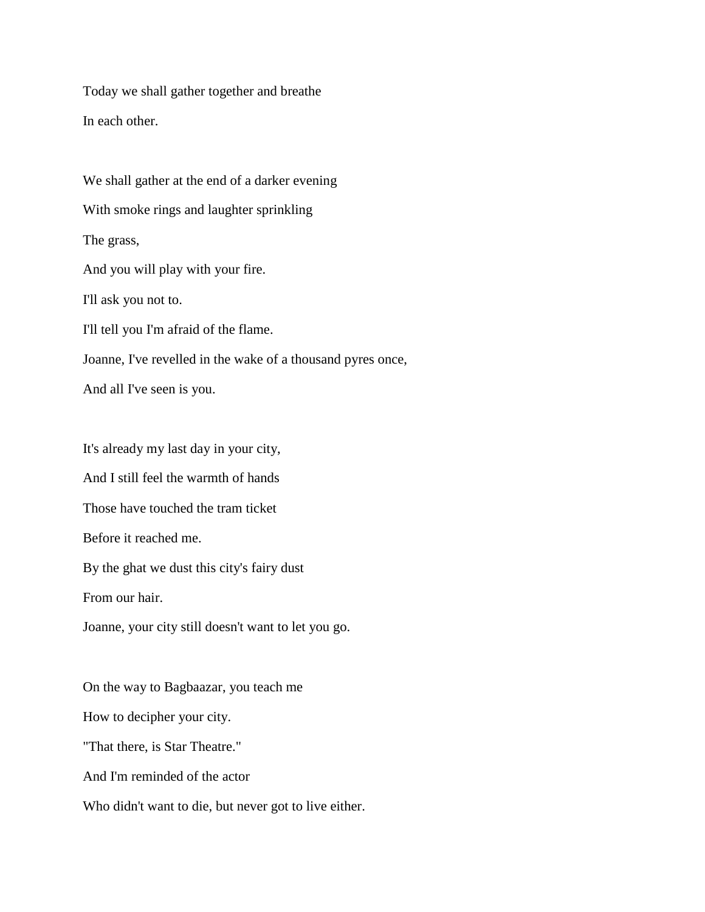Today we shall gather together and breathe  
In each other.

We shall gather at the end of a darker evening  
With smoke rings and laughter sprinkling  
The grass,  
And you will play with your fire.  
I'll ask you not to.  
I'll tell you I'm afraid of the flame.  
Joanne, I've revelled in the wake of a thousand pyres once,  
And all I've seen is you.

It's already my last day in your city,  
And I still feel the warmth of hands  
Those have touched the tram ticket  
Before it reached me.  
By the ghat we dust this city's fairy dust  
From our hair.  
Joanne, your city still doesn't want to let you go.

On the way to Bagbaazar, you teach me  
How to decipher your city.  
"That there, is Star Theatre."  
And I'm reminded of the actor  
Who didn't want to die, but never got to live either.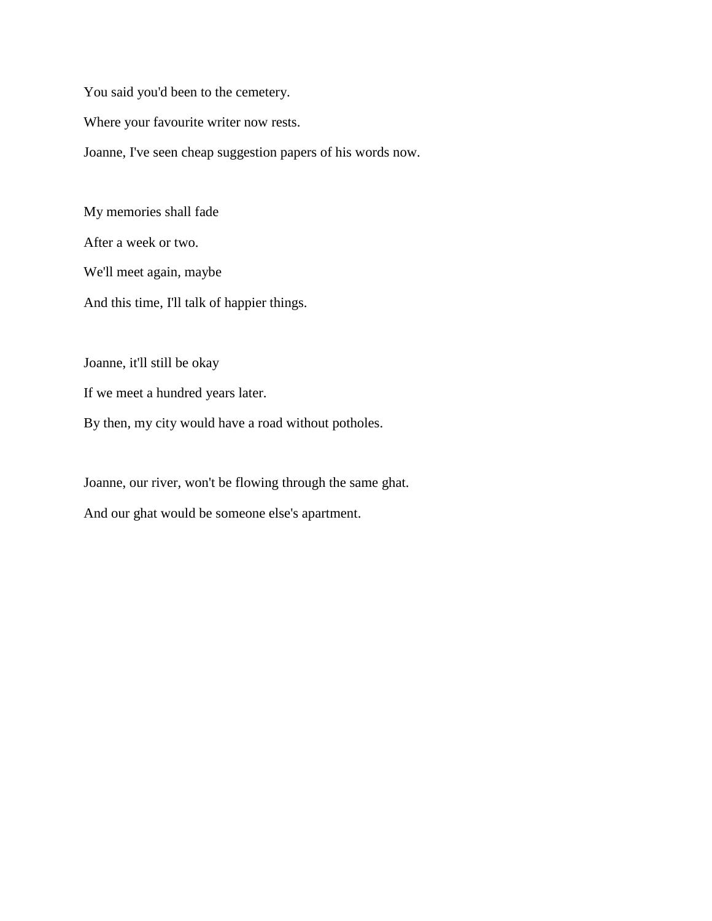You said you'd been to the cemetery.

Where your favourite writer now rests.

Joanne, I've seen cheap suggestion papers of his words now.

My memories shall fade

After a week or two.

We'll meet again, maybe

And this time, I'll talk of happier things.

Joanne, it'll still be okay

If we meet a hundred years later.

By then, my city would have a road without potholes.

Joanne, our river, won't be flowing through the same ghat.

And our ghat would be someone else's apartment.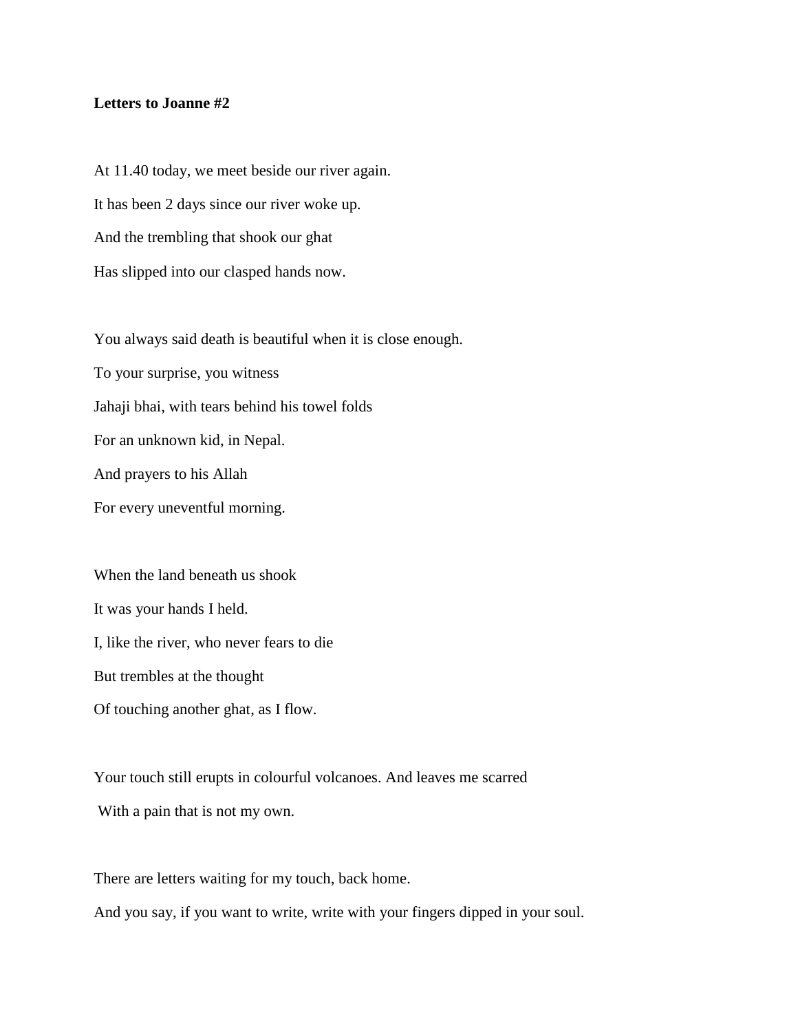**Letters to Joanne #2**

At 11.40 today, we meet beside our river again.

It has been 2 days since our river woke up.

And the trembling that shook our ghat

Has slipped into our clasped hands now.

You always said death is beautiful when it is close enough.

To your surprise, you witness

Jahaji bhai, with tears behind his towel folds

For an unknown kid, in Nepal.

And prayers to his Allah

For every uneventful morning.

When the land beneath us shook

It was your hands I held.

I, like the river, who never fears to die

But trembles at the thought

Of touching another ghat, as I flow.

Your touch still erupts in colourful volcanoes. And leaves me scarred

With a pain that is not my own.

There are letters waiting for my touch, back home.

And you say, if you want to write, write with your fingers dipped in your soul.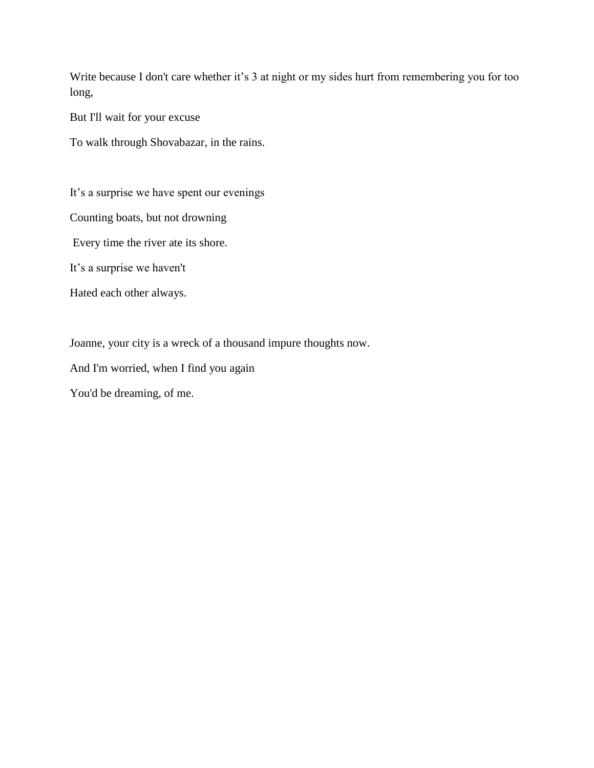Write because I don't care whether it's 3 at night or my sides hurt from remembering you for too long,

But I'll wait for your excuse

To walk through Shovabazar, in the rains.

It's a surprise we have spent our evenings

Counting boats, but not drowning

Every time the river ate its shore.

It's a surprise we haven't

Hated each other always.

Joanne, your city is a wreck of a thousand impure thoughts now.

And I'm worried, when I find you again

You'd be dreaming, of me.